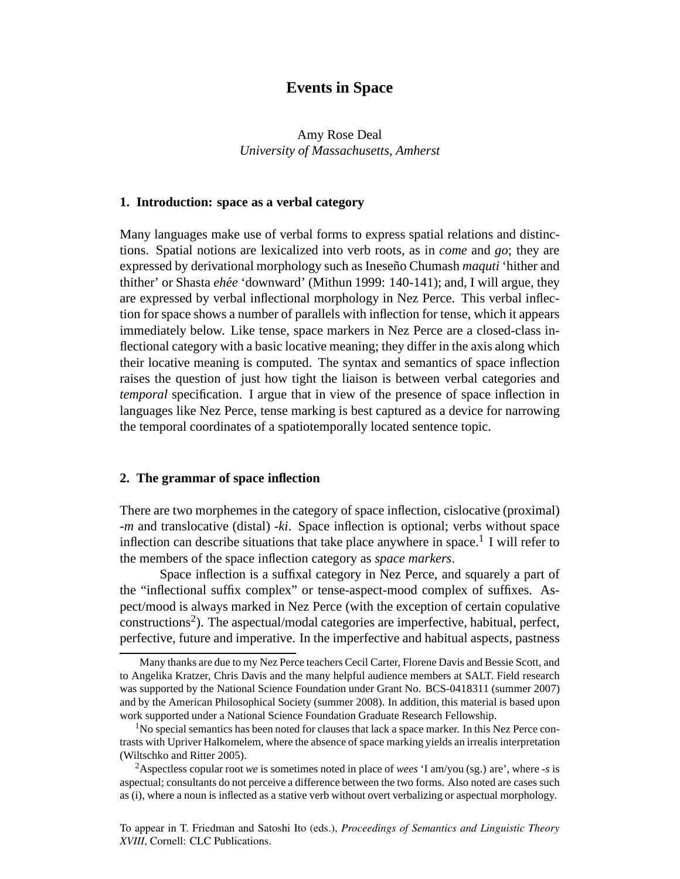# Events in Space

Amy Rose Deal
*University of Massachusetts, Amherst*

## 1. Introduction: space as a verbal category

Many languages make use of verbal forms to express spatial relations and distinctions. Spatial notions are lexicalized into verb roots, as in *come* and *go*; they are expressed by derivational morphology such as Ineseño Chumash *maquti* 'hither and thither' or Shasta *ehée* 'downward' (Mithun 1999: 140-141); and, I will argue, they are expressed by verbal inflectional morphology in Nez Perce. This verbal inflection for space shows a number of parallels with inflection for tense, which it appears immediately below. Like tense, space markers in Nez Perce are a closed-class inflectional category with a basic locative meaning; they differ in the axis along which their locative meaning is computed. The syntax and semantics of space inflection raises the question of just how tight the liaison is between verbal categories and *temporal* specification. I argue that in view of the presence of space inflection in languages like Nez Perce, tense marking is best captured as a device for narrowing the temporal coordinates of a spatiotemporally located sentence topic.

## 2. The grammar of space inflection

There are two morphemes in the category of space inflection, cislocative (proximal) *-m* and translocative (distal) *-ki*. Space inflection is optional; verbs without space inflection can describe situations that take place anywhere in space.[1] I will refer to the members of the space inflection category as *space markers*.

Space inflection is a suffixal category in Nez Perce, and squarely a part of the "inflectional suffix complex" or tense-aspect-mood complex of suffixes. Aspect/mood is always marked in Nez Perce (with the exception of certain copulative constructions[2]). The aspectual/modal categories are imperfective, habitual, perfect, perfective, future and imperative. In the imperfective and habitual aspects, pastness

---

Many thanks are due to my Nez Perce teachers Cecil Carter, Florene Davis and Bessie Scott, and to Angelika Kratzer, Chris Davis and the many helpful audience members at SALT. Field research was supported by the National Science Foundation under Grant No. BCS-0418311 (summer 2007) and by the American Philosophical Society (summer 2008). In addition, this material is based upon work supported under a National Science Foundation Graduate Research Fellowship.

[1] No special semantics has been noted for clauses that lack a space marker. In this Nez Perce contrasts with Upriver Halkomelem, where the absence of space marking yields an irrealis interpretation (Wiltschko and Ritter 2005).

[2] Aspectless copular root *we* is sometimes noted in place of *wees* 'I am/you (sg.) are', where *-s* is aspectual; consultants do not perceive a difference between the two forms. Also noted are cases such as (i), where a noun is inflected as a stative verb without overt verbalizing or aspectual morphology.

To appear in T. Friedman and Satoshi Ito (eds.), *Proceedings of Semantics and Linguistic Theory XVIII*, Cornell: CLC Publications.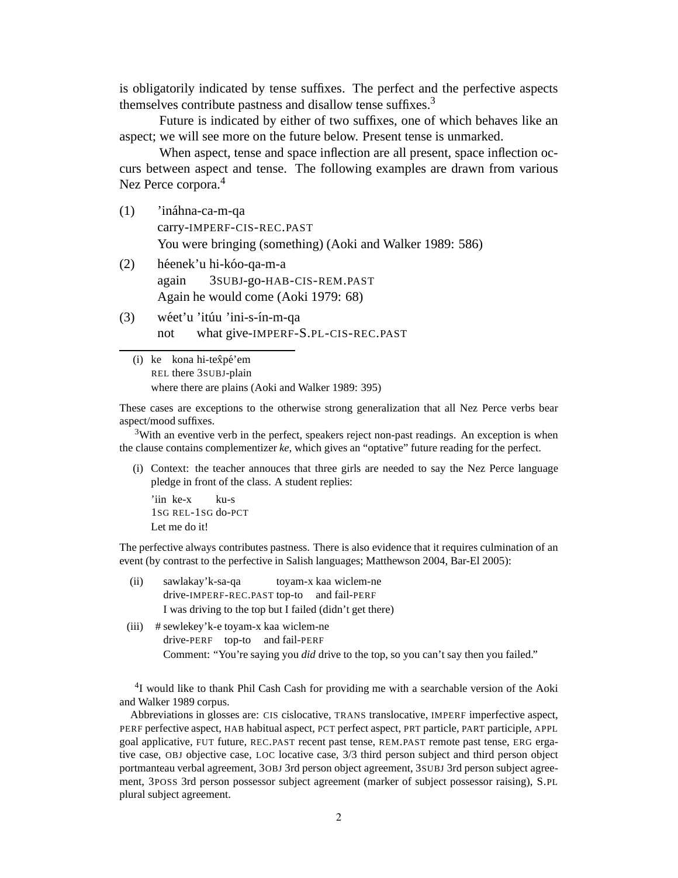is obligatorily indicated by tense suffixes. The perfect and the perfective aspects themselves contribute pastness and disallow tense suffixes.[3]

Future is indicated by either of two suffixes, one of which behaves like an aspect; we will see more on the future below. Present tense is unmarked.

When aspect, tense and space inflection are all present, space inflection occurs between aspect and tense. The following examples are drawn from various Nez Perce corpora.[4]

(1) 'ináhna-ca-m-qa
carry-IMPERF-CIS-REC.PAST
You were bringing (something) (Aoki and Walker 1989: 586)

(2) héenek'u hi-kóo-qa-m-a
again 3SUBJ-go-HAB-CIS-REM.PAST
Again he would come (Aoki 1979: 68)

(3) wéet'u 'itúu 'ini-s-ín-m-qa
not what give-IMPERF-S.PL-CIS-REC.PAST

---

(i) ke kona hi-tex̂pé'em
REL there 3SUBJ-plain
where there are plains (Aoki and Walker 1989: 395)

These cases are exceptions to the otherwise strong generalization that all Nez Perce verbs bear aspect/mood suffixes.

[3]With an eventive verb in the perfect, speakers reject non-past readings. An exception is when the clause contains complementizer *ke*, which gives an "optative" future reading for the perfect.

(i) Context: the teacher annouces that three girls are needed to say the Nez Perce language pledge in front of the class. A student replies:
'iin ke-x ku-s
1SG REL-1SG do-PCT
Let me do it!

The perfective always contributes pastness. There is also evidence that it requires culmination of an event (by contrast to the perfective in Salish languages; Matthewson 2004, Bar-El 2005):

(ii) sawlakay'k-sa-qa toyam-x kaa wiclem-ne
drive-IMPERF-REC.PAST top-to and fail-PERF
I was driving to the top but I failed (didn't get there)

(iii) # sewlekey'k-e toyam-x kaa wiclem-ne
drive-PERF top-to and fail-PERF
Comment: "You're saying you *did* drive to the top, so you can't say then you failed."

[4]I would like to thank Phil Cash Cash for providing me with a searchable version of the Aoki and Walker 1989 corpus.

Abbreviations in glosses are: CIS cislocative, TRANS translocative, IMPERF imperfective aspect, PERF perfective aspect, HAB habitual aspect, PCT perfect aspect, PRT particle, PART participle, APPL goal applicative, FUT future, REC.PAST recent past tense, REM.PAST remote past tense, ERG ergative case, OBJ objective case, LOC locative case, 3/3 third person subject and third person object portmanteau verbal agreement, 3OBJ 3rd person object agreement, 3SUBJ 3rd person subject agreement, 3POSS 3rd person possessor subject agreement (marker of subject possessor raising), S.PL plural subject agreement.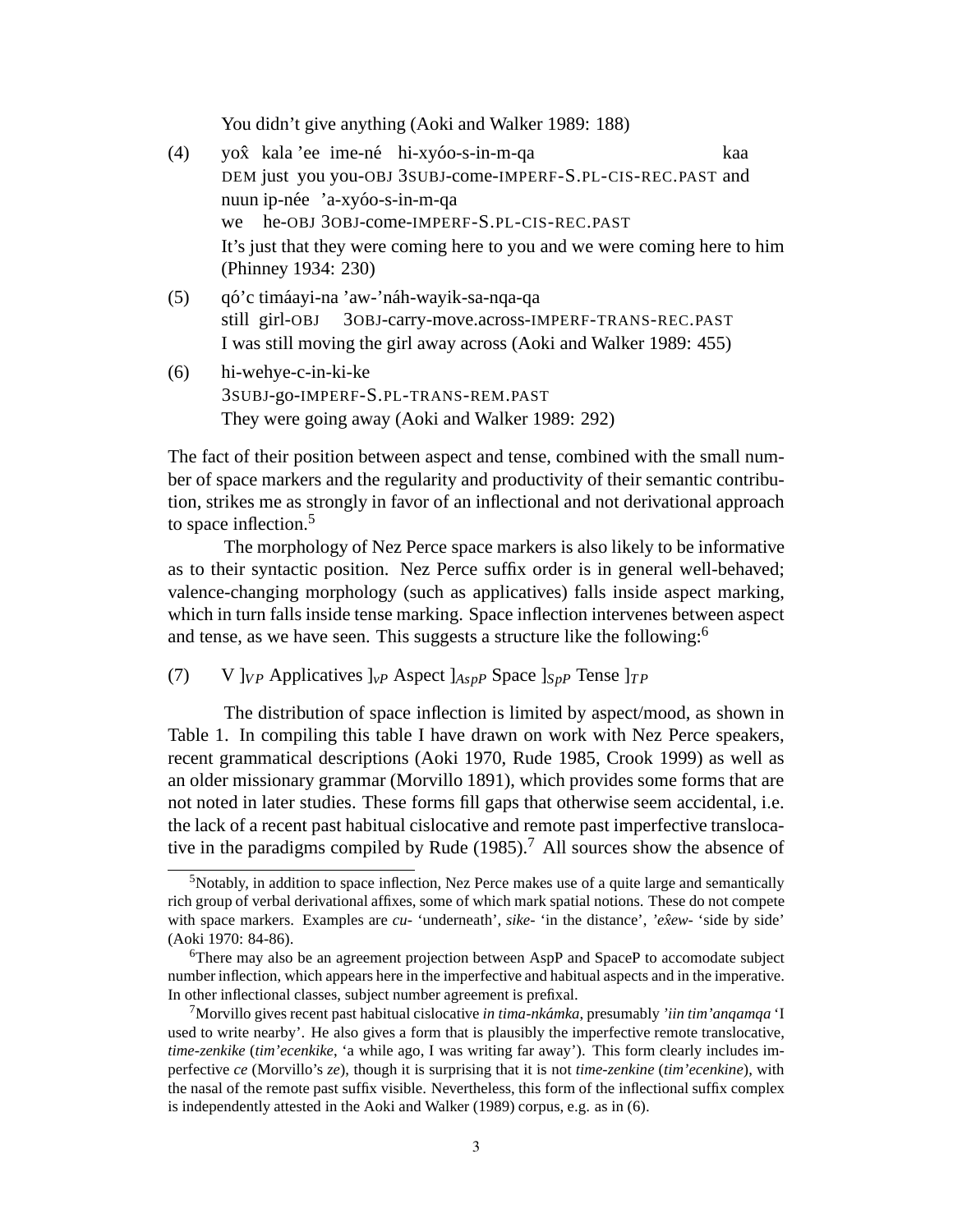You didn't give anything (Aoki and Walker 1989: 188)

(4) yox̂ kala 'ee ime-né hi-xyóo-s-in-m-qa kaa
DEM just you you-OBJ 3SUBJ-come-IMPERF-S.PL-CIS-REC.PAST and
nuun ip-née 'a-xyóo-s-in-m-qa
we he-OBJ 3OBJ-come-IMPERF-S.PL-CIS-REC.PAST
It's just that they were coming here to you and we were coming here to him (Phinney 1934: 230)

(5) qó'c timáayi-na 'aw-'náh-wayik-sa-nqa-qa
still girl-OBJ 3OBJ-carry-move.across-IMPERF-TRANS-REC.PAST
I was still moving the girl away across (Aoki and Walker 1989: 455)

(6) hi-wehye-c-in-ki-ke
3SUBJ-go-IMPERF-S.PL-TRANS-REM.PAST
They were going away (Aoki and Walker 1989: 292)

The fact of their position between aspect and tense, combined with the small number of space markers and the regularity and productivity of their semantic contribution, strikes me as strongly in favor of an inflectional and not derivational approach to space inflection.[5]

The morphology of Nez Perce space markers is also likely to be informative as to their syntactic position. Nez Perce suffix order is in general well-behaved; valence-changing morphology (such as applicatives) falls inside aspect marking, which in turn falls inside tense marking. Space inflection intervenes between aspect and tense, as we have seen. This suggests a structure like the following:[6]

(7) V $]_{VP}$ Applicatives $]_{vP}$ Aspect $]_{AspP}$ Space $]_{SpP}$ Tense $]_{TP}$

The distribution of space inflection is limited by aspect/mood, as shown in Table 1. In compiling this table I have drawn on work with Nez Perce speakers, recent grammatical descriptions (Aoki 1970, Rude 1985, Crook 1999) as well as an older missionary grammar (Morvillo 1891), which provides some forms that are not noted in later studies. These forms fill gaps that otherwise seem accidental, i.e. the lack of a recent past habitual cislocative and remote past imperfective translocative in the paradigms compiled by Rude (1985).[7] All sources show the absence of

[5] Notably, in addition to space inflection, Nez Perce makes use of a quite large and semantically rich group of verbal derivational affixes, some of which mark spatial notions. These do not compete with space markers. Examples are *cu-* 'underneath', *sike-* 'in the distance', *'ex̂ew-* 'side by side' (Aoki 1970: 84-86).

[6] There may also be an agreement projection between AspP and SpaceP to accomodate subject number inflection, which appears here in the imperfective and habitual aspects and in the imperative. In other inflectional classes, subject number agreement is prefixal.

[7] Morvillo gives recent past habitual cislocative *in tima-nkámka*, presumably *'iin tim'anqamqa* 'I used to write nearby'. He also gives a form that is plausibly the imperfective remote translocative, *time-zenkike* (*tim'ecenkike*, 'a while ago, I was writing far away'). This form clearly includes imperfective *ce* (Morvillo's *ze*), though it is surprising that it is not *time-zenkine* (*tim'ecenkine*), with the nasal of the remote past suffix visible. Nevertheless, this form of the inflectional suffix complex is independently attested in the Aoki and Walker (1989) corpus, e.g. as in (6).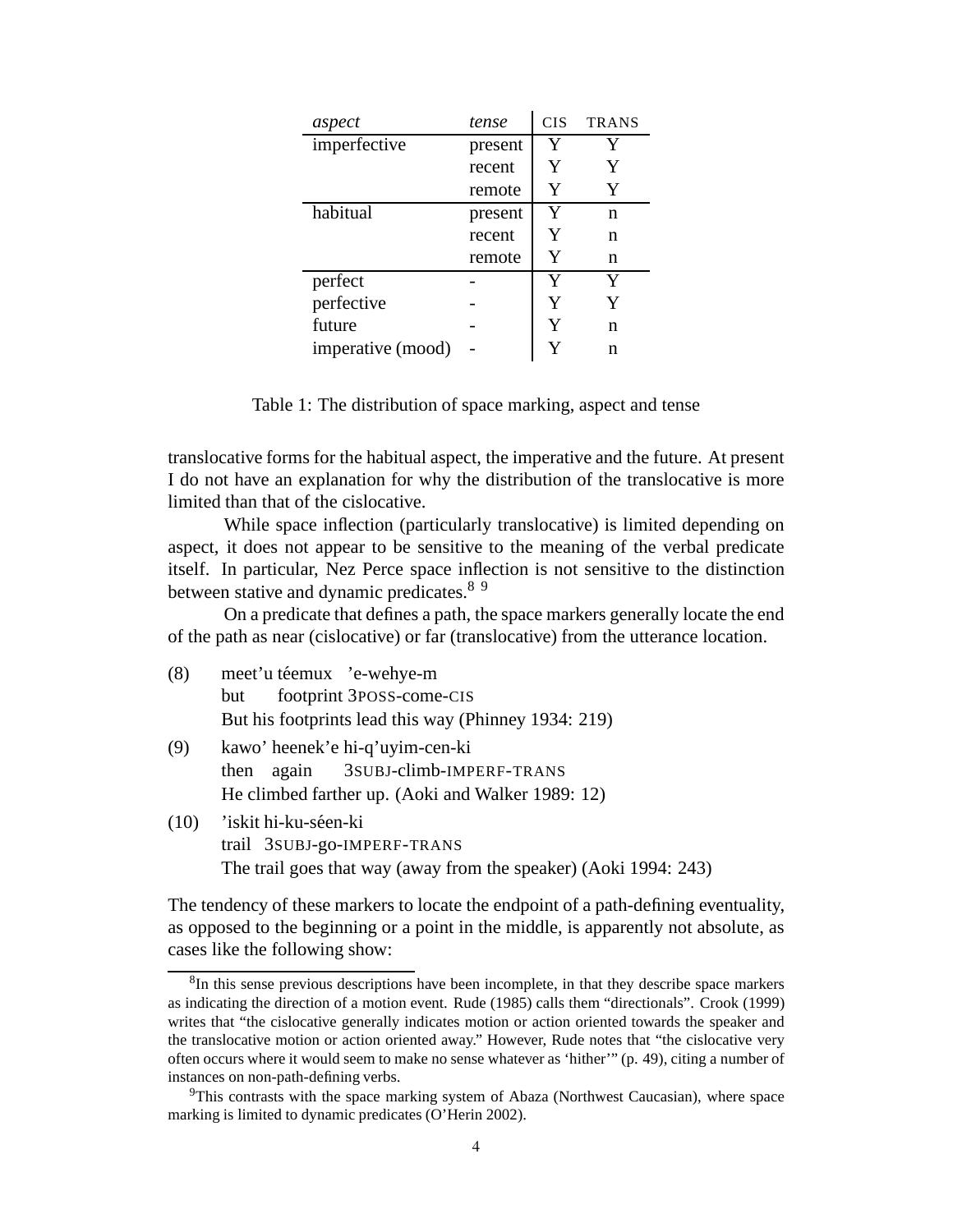| *aspect* | *tense* | CIS | TRANS |
|---|---|---|---|
| imperfective | present | Y | Y |
| | recent | Y | Y |
| | remote | Y | Y |
| habitual | present | Y | n |
| | recent | Y | n |
| | remote | Y | n |
| perfect | - | Y | Y |
| perfective | - | Y | Y |
| future | - | Y | n |
| imperative (mood) | - | Y | n |

Table 1: The distribution of space marking, aspect and tense

translocative forms for the habitual aspect, the imperative and the future. At present I do not have an explanation for why the distribution of the translocative is more limited than that of the cislocative.

While space inflection (particularly translocative) is limited depending on aspect, it does not appear to be sensitive to the meaning of the verbal predicate itself. In particular, Nez Perce space inflection is not sensitive to the distinction between stative and dynamic predicates.[8] [9]

On a predicate that defines a path, the space markers generally locate the end of the path as near (cislocative) or far (translocative) from the utterance location.

(8) meet'u téemux 'e-wehye-m
but footprint 3POSS-come-CIS
But his footprints lead this way (Phinney 1934: 219)

(9) kawo' heenek'e hi-q'uyim-cen-ki
then again 3SUBJ-climb-IMPERF-TRANS
He climbed farther up. (Aoki and Walker 1989: 12)

(10) 'iskit hi-ku-séen-ki
trail 3SUBJ-go-IMPERF-TRANS
The trail goes that way (away from the speaker) (Aoki 1994: 243)

The tendency of these markers to locate the endpoint of a path-defining eventuality, as opposed to the beginning or a point in the middle, is apparently not absolute, as cases like the following show:

[8] In this sense previous descriptions have been incomplete, in that they describe space markers as indicating the direction of a motion event. Rude (1985) calls them "directionals". Crook (1999) writes that "the cislocative generally indicates motion or action oriented towards the speaker and the translocative motion or action oriented away." However, Rude notes that "the cislocative very often occurs where it would seem to make no sense whatever as 'hither'" (p. 49), citing a number of instances on non-path-defining verbs.

[9] This contrasts with the space marking system of Abaza (Northwest Caucasian), where space marking is limited to dynamic predicates (O'Herin 2002).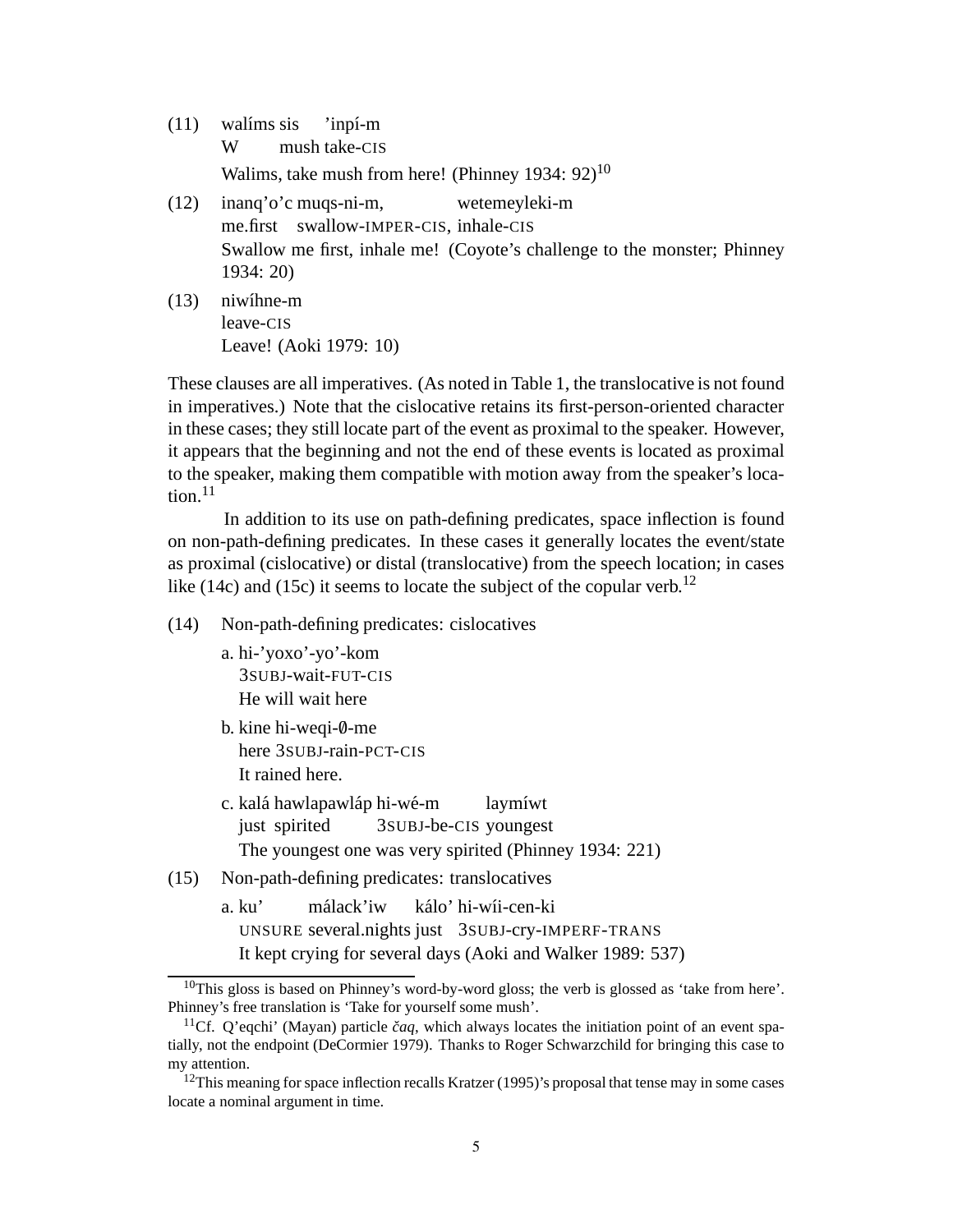(11) walíms sis 'inpí-m
W mush take-CIS
Walims, take mush from here! (Phinney 1934: 92)[10]

(12) inanq'o'c muqs-ni-m, wetemeyleki-m
me.first swallow-IMPER-CIS, inhale-CIS
Swallow me first, inhale me! (Coyote's challenge to the monster; Phinney 1934: 20)

(13) niwíhne-m
leave-CIS
Leave! (Aoki 1979: 10)

These clauses are all imperatives. (As noted in Table 1, the translocative is not found in imperatives.) Note that the cislocative retains its first-person-oriented character in these cases; they still locate part of the event as proximal to the speaker. However, it appears that the beginning and not the end of these events is located as proximal to the speaker, making them compatible with motion away from the speaker's location.[11]

In addition to its use on path-defining predicates, space inflection is found on non-path-defining predicates. In these cases it generally locates the event/state as proximal (cislocative) or distal (translocative) from the speech location; in cases like (14c) and (15c) it seems to locate the subject of the copular verb.[12]

(14) Non-path-defining predicates: cislocatives

a. hi-'yoxo'-yo'-kom
3SUBJ-wait-FUT-CIS
He will wait here

b. kine hi-weqi-∅-me
here 3SUBJ-rain-PCT-CIS
It rained here.

c. kalá hawlapawláp hi-wé-m laymíwt
just spirited 3SUBJ-be-CIS youngest
The youngest one was very spirited (Phinney 1934: 221)

(15) Non-path-defining predicates: translocatives

a. ku' málack'iw kálo' hi-wíi-cen-ki
UNSURE several.nights just 3SUBJ-cry-IMPERF-TRANS
It kept crying for several days (Aoki and Walker 1989: 537)

---

[10] This gloss is based on Phinney's word-by-word gloss; the verb is glossed as 'take from here'. Phinney's free translation is 'Take for yourself some mush'.

[11] Cf. Q'eqchi' (Mayan) particle *čaq*, which always locates the initiation point of an event spatially, not the endpoint (DeCormier 1979). Thanks to Roger Schwarzchild for bringing this case to my attention.

[12] This meaning for space inflection recalls Kratzer (1995)'s proposal that tense may in some cases locate a nominal argument in time.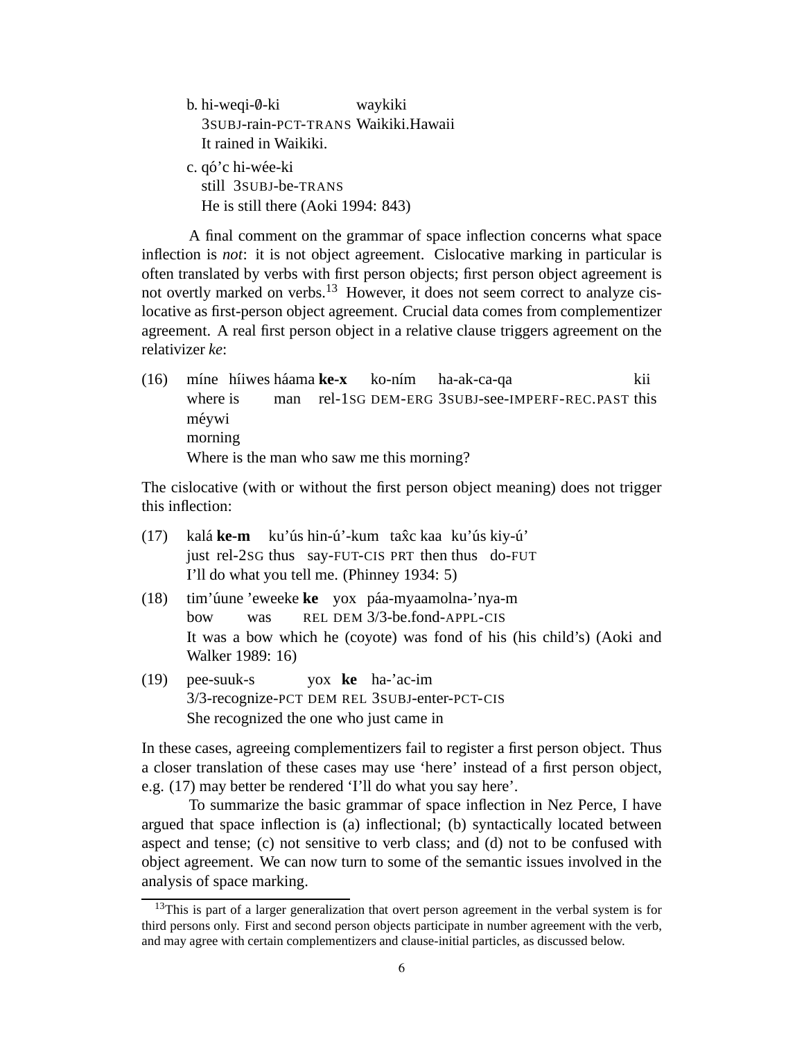b. hi-weqi-∅-ki waykiki
   3SUBJ-rain-PCT-TRANS Waikiki.Hawaii
   It rained in Waikiki.

c. qó'c hi-wée-ki
   still 3SUBJ-be-TRANS
   He is still there (Aoki 1994: 843)

A final comment on the grammar of space inflection concerns what space inflection is *not*: it is not object agreement. Cislocative marking in particular is often translated by verbs with first person objects; first person object agreement is not overtly marked on verbs.[13] However, it does not seem correct to analyze cislocative as first-person object agreement. Crucial data comes from complementizer agreement. A real first person object in a relative clause triggers agreement on the relativizer *ke*:

(16) míne híiwes háama **ke-x** ko-ním ha-ak-ca-qa kii méywi
     where is man rel-1SG DEM-ERG 3SUBJ-see-IMPERF-REC.PAST this morning
     Where is the man who saw me this morning?

The cislocative (with or without the first person object meaning) does not trigger this inflection:

(17) kalá **ke-m** ku'ús hin-ú'-kum tax̂c kaa ku'ús kiy-ú'
     just rel-2SG thus say-FUT-CIS PRT then thus do-FUT
     I'll do what you tell me. (Phinney 1934: 5)

(18) tim'úune 'eweeke **ke** yox páa-myaamolna-'nya-m
     bow was REL DEM 3/3-be.fond-APPL-CIS
     It was a bow which he (coyote) was fond of his (his child's) (Aoki and Walker 1989: 16)

(19) pee-suuk-s yox **ke** ha-'ac-im
     3/3-recognize-PCT DEM REL 3SUBJ-enter-PCT-CIS
     She recognized the one who just came in

In these cases, agreeing complementizers fail to register a first person object. Thus a closer translation of these cases may use 'here' instead of a first person object, e.g. (17) may better be rendered 'I'll do what you say here'.

To summarize the basic grammar of space inflection in Nez Perce, I have argued that space inflection is (a) inflectional; (b) syntactically located between aspect and tense; (c) not sensitive to verb class; and (d) not to be confused with object agreement. We can now turn to some of the semantic issues involved in the analysis of space marking.

[13] This is part of a larger generalization that overt person agreement in the verbal system is for third persons only. First and second person objects participate in number agreement with the verb, and may agree with certain complementizers and clause-initial particles, as discussed below.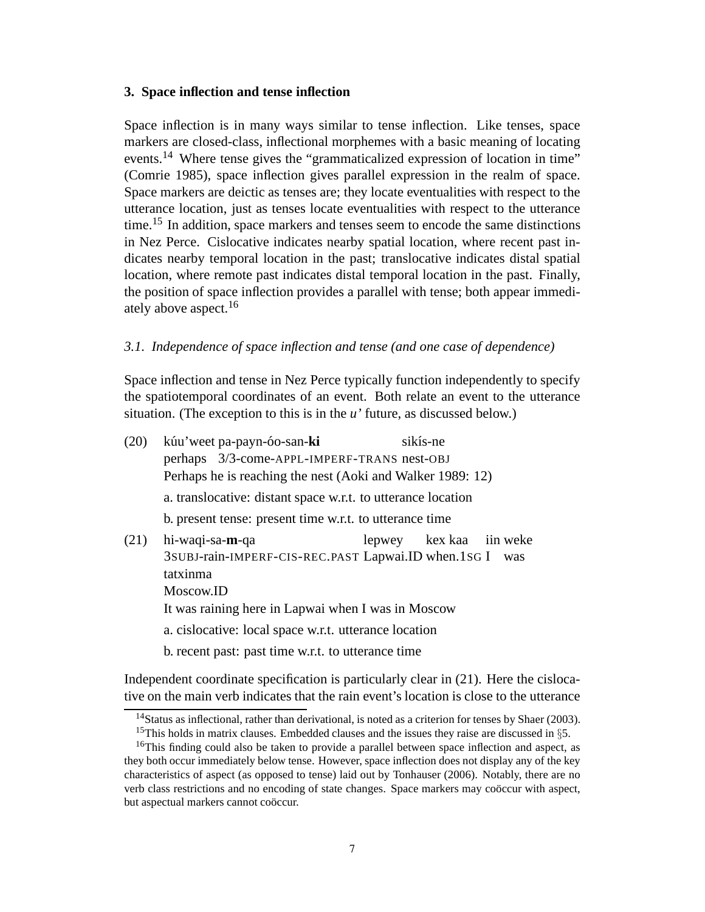## 3. Space inflection and tense inflection

Space inflection is in many ways similar to tense inflection. Like tenses, space markers are closed-class, inflectional morphemes with a basic meaning of locating events.[14] Where tense gives the "grammaticalized expression of location in time" (Comrie 1985), space inflection gives parallel expression in the realm of space. Space markers are deictic as tenses are; they locate eventualities with respect to the utterance location, just as tenses locate eventualities with respect to the utterance time.[15] In addition, space markers and tenses seem to encode the same distinctions in Nez Perce. Cislocative indicates nearby spatial location, where recent past indicates nearby temporal location in the past; translocative indicates distal spatial location, where remote past indicates distal temporal location in the past. Finally, the position of space inflection provides a parallel with tense; both appear immediately above aspect.[16]

### *3.1. Independence of space inflection and tense (and one case of dependence)*

Space inflection and tense in Nez Perce typically function independently to specify the spatiotemporal coordinates of an event. Both relate an event to the utterance situation. (The exception to this is in the *u'* future, as discussed below.)

(20) kúu'weet pa-payn-óo-san-**ki** sikís-ne
perhaps 3/3-come-APPL-IMPERF-TRANS nest-OBJ
Perhaps he is reaching the nest (Aoki and Walker 1989: 12)

a. translocative: distant space w.r.t. to utterance location

b. present tense: present time w.r.t. to utterance time

(21) hi-waqi-sa-**m**-qa lepwey kex kaa iin weke tatxinma
3SUBJ-rain-IMPERF-CIS-REC.PAST Lapwai.ID when.1SG I was Moscow.ID
It was raining here in Lapwai when I was in Moscow

a. cislocative: local space w.r.t. utterance location

b. recent past: past time w.r.t. to utterance time

Independent coordinate specification is particularly clear in (21). Here the cislocative on the main verb indicates that the rain event's location is close to the utterance

[14] Status as inflectional, rather than derivational, is noted as a criterion for tenses by Shaer (2003).

[15] This holds in matrix clauses. Embedded clauses and the issues they raise are discussed in §5.

[16] This finding could also be taken to provide a parallel between space inflection and aspect, as they both occur immediately below tense. However, space inflection does not display any of the key characteristics of aspect (as opposed to tense) laid out by Tonhauser (2006). Notably, there are no verb class restrictions and no encoding of state changes. Space markers may coöccur with aspect, but aspectual markers cannot coöccur.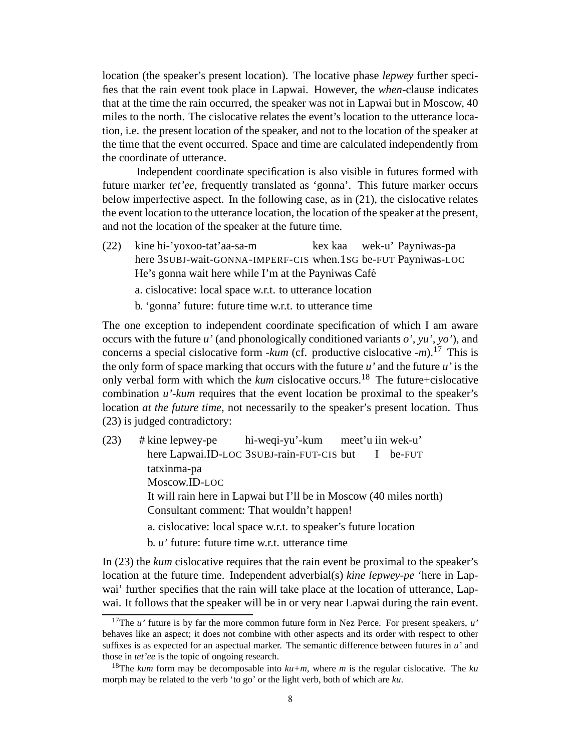location (the speaker's present location). The locative phase *lepwey* further specifies that the rain event took place in Lapwai. However, the *when*-clause indicates that at the time the rain occurred, the speaker was not in Lapwai but in Moscow, 40 miles to the north. The cislocative relates the event's location to the utterance location, i.e. the present location of the speaker, and not to the location of the speaker at the time that the event occurred. Space and time are calculated independently from the coordinate of utterance.

Independent coordinate specification is also visible in futures formed with future marker *tet'ee*, frequently translated as 'gonna'. This future marker occurs below imperfective aspect. In the following case, as in (21), the cislocative relates the event location to the utterance location, the location of the speaker at the present, and not the location of the speaker at the future time.

(22) kine hi-'yoxoo-tat'aa-sa-m kex kaa wek-u' Payniwas-pa
here 3SUBJ-wait-GONNA-IMPERF-CIS when.1SG be-FUT Payniwas-LOC
He's gonna wait here while I'm at the Payniwas Café

a. cislocative: local space w.r.t. to utterance location

b. 'gonna' future: future time w.r.t. to utterance time

The one exception to independent coordinate specification of which I am aware occurs with the future *u'* (and phonologically conditioned variants *o', yu', yo'*), and concerns a special cislocative form *-kum* (cf. productive cislocative *-m*).[17] This is the only form of space marking that occurs with the future *u'* and the future *u'* is the only verbal form with which the *kum* cislocative occurs.[18] The future+cislocative combination *u'-kum* requires that the event location be proximal to the speaker's location *at the future time*, not necessarily to the speaker's present location. Thus (23) is judged contradictory:

(23) # kine lepwey-pe hi-weqi-yu'-kum meet'u iin wek-u'
here Lapwai.ID-LOC 3SUBJ-rain-FUT-CIS but I be-FUT
tatxinma-pa
Moscow.ID-LOC
It will rain here in Lapwai but I'll be in Moscow (40 miles north)
Consultant comment: That wouldn't happen!

a. cislocative: local space w.r.t. to speaker's future location

b. *u'* future: future time w.r.t. utterance time

In (23) the *kum* cislocative requires that the rain event be proximal to the speaker's location at the future time. Independent adverbial(s) *kine lepwey-pe* 'here in Lapwai' further specifies that the rain will take place at the location of utterance, Lapwai. It follows that the speaker will be in or very near Lapwai during the rain event.

[17] The *u'* future is by far the more common future form in Nez Perce. For present speakers, *u'* behaves like an aspect; it does not combine with other aspects and its order with respect to other suffixes is as expected for an aspectual marker. The semantic difference between futures in *u'* and those in *tet'ee* is the topic of ongoing research.

[18] The *kum* form may be decomposable into *ku+m*, where *m* is the regular cislocative. The *ku* morph may be related to the verb 'to go' or the light verb, both of which are *ku*.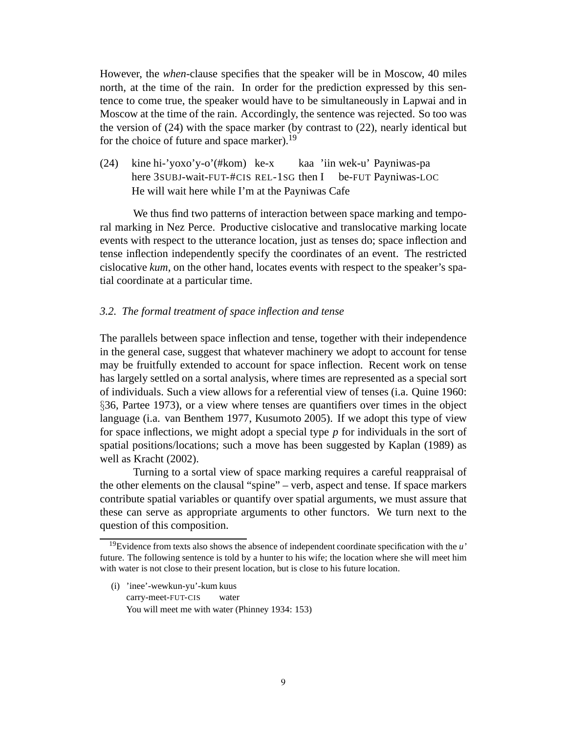However, the *when*-clause specifies that the speaker will be in Moscow, 40 miles north, at the time of the rain. In order for the prediction expressed by this sentence to come true, the speaker would have to be simultaneously in Lapwai and in Moscow at the time of the rain. Accordingly, the sentence was rejected. So too was the version of (24) with the space marker (by contrast to (22), nearly identical but for the choice of future and space marker).[19]

(24) kine hi-'yoxo'y-o'(#kom) ke-x kaa 'iin wek-u' Payniwas-pa
here 3SUBJ-wait-FUT-#CIS REL-1SG then I be-FUT Payniwas-LOC
He will wait here while I'm at the Payniwas Cafe

We thus find two patterns of interaction between space marking and temporal marking in Nez Perce. Productive cislocative and translocative marking locate events with respect to the utterance location, just as tenses do; space inflection and tense inflection independently specify the coordinates of an event. The restricted cislocative *kum*, on the other hand, locates events with respect to the speaker's spatial coordinate at a particular time.

### *3.2. The formal treatment of space inflection and tense*

The parallels between space inflection and tense, together with their independence in the general case, suggest that whatever machinery we adopt to account for tense may be fruitfully extended to account for space inflection. Recent work on tense has largely settled on a sortal analysis, where times are represented as a special sort of individuals. Such a view allows for a referential view of tenses (i.a. Quine 1960: §36, Partee 1973), or a view where tenses are quantifiers over times in the object language (i.a. van Benthem 1977, Kusumoto 2005). If we adopt this type of view for space inflections, we might adopt a special type *p* for individuals in the sort of spatial positions/locations; such a move has been suggested by Kaplan (1989) as well as Kracht (2002).

Turning to a sortal view of space marking requires a careful reappraisal of the other elements on the clausal "spine" – verb, aspect and tense. If space markers contribute spatial variables or quantify over spatial arguments, we must assure that these can serve as appropriate arguments to other functors. We turn next to the question of this composition.

[19] Evidence from texts also shows the absence of independent coordinate specification with the *u'* future. The following sentence is told by a hunter to his wife; the location where she will meet him with water is not close to their present location, but is close to his future location.

(i) 'inee'-wewkun-yu'-kum kuus
carry-meet-FUT-CIS water
You will meet me with water (Phinney 1934: 153)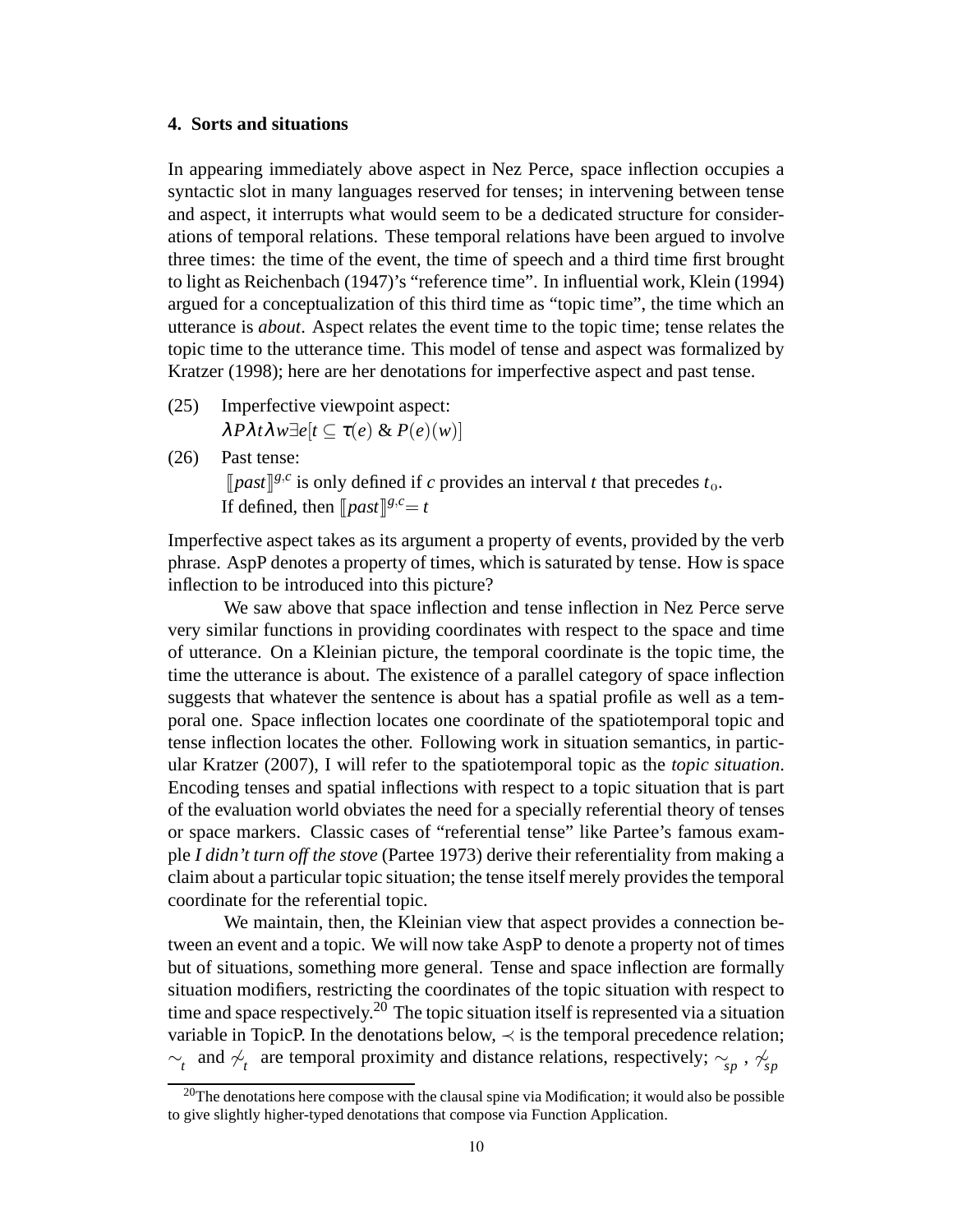## 4. Sorts and situations

In appearing immediately above aspect in Nez Perce, space inflection occupies a syntactic slot in many languages reserved for tenses; in intervening between tense and aspect, it interrupts what would seem to be a dedicated structure for considerations of temporal relations. These temporal relations have been argued to involve three times: the time of the event, the time of speech and a third time first brought to light as Reichenbach (1947)'s "reference time". In influential work, Klein (1994) argued for a conceptualization of this third time as "topic time", the time which an utterance is *about*. Aspect relates the event time to the topic time; tense relates the topic time to the utterance time. This model of tense and aspect was formalized by Kratzer (1998); here are her denotations for imperfective aspect and past tense.

(25) Imperfective viewpoint aspect:
$\lambda P \lambda t \lambda w \exists e [t \subseteq \tau(e) \,\&\, P(e)(w)]$

(26) Past tense:
$[\![past]\!]^{g,c}$ is only defined if $c$ provides an interval $t$ that precedes $t_0$.
If defined, then $[\![past]\!]^{g,c} = t$

Imperfective aspect takes as its argument a property of events, provided by the verb phrase. AspP denotes a property of times, which is saturated by tense. How is space inflection to be introduced into this picture?

We saw above that space inflection and tense inflection in Nez Perce serve very similar functions in providing coordinates with respect to the space and time of utterance. On a Kleinian picture, the temporal coordinate is the topic time, the time the utterance is about. The existence of a parallel category of space inflection suggests that whatever the sentence is about has a spatial profile as well as a temporal one. Space inflection locates one coordinate of the spatiotemporal topic and tense inflection locates the other. Following work in situation semantics, in particular Kratzer (2007), I will refer to the spatiotemporal topic as the *topic situation*. Encoding tenses and spatial inflections with respect to a topic situation that is part of the evaluation world obviates the need for a specially referential theory of tenses or space markers. Classic cases of "referential tense" like Partee's famous example *I didn't turn off the stove* (Partee 1973) derive their referentiality from making a claim about a particular topic situation; the tense itself merely provides the temporal coordinate for the referential topic.

We maintain, then, the Kleinian view that aspect provides a connection between an event and a topic. We will now take AspP to denote a property not of times but of situations, something more general. Tense and space inflection are formally situation modifiers, restricting the coordinates of the topic situation with respect to time and space respectively.[20] The topic situation itself is represented via a situation variable in TopicP. In the denotations below, $\prec$ is the temporal precedence relation; $\sim_t$ and $\not\sim_t$ are temporal proximity and distance relations, respectively; $\sim_{sp}$ , $\not\sim_{sp}$

[20] The denotations here compose with the clausal spine via Modification; it would also be possible to give slightly higher-typed denotations that compose via Function Application.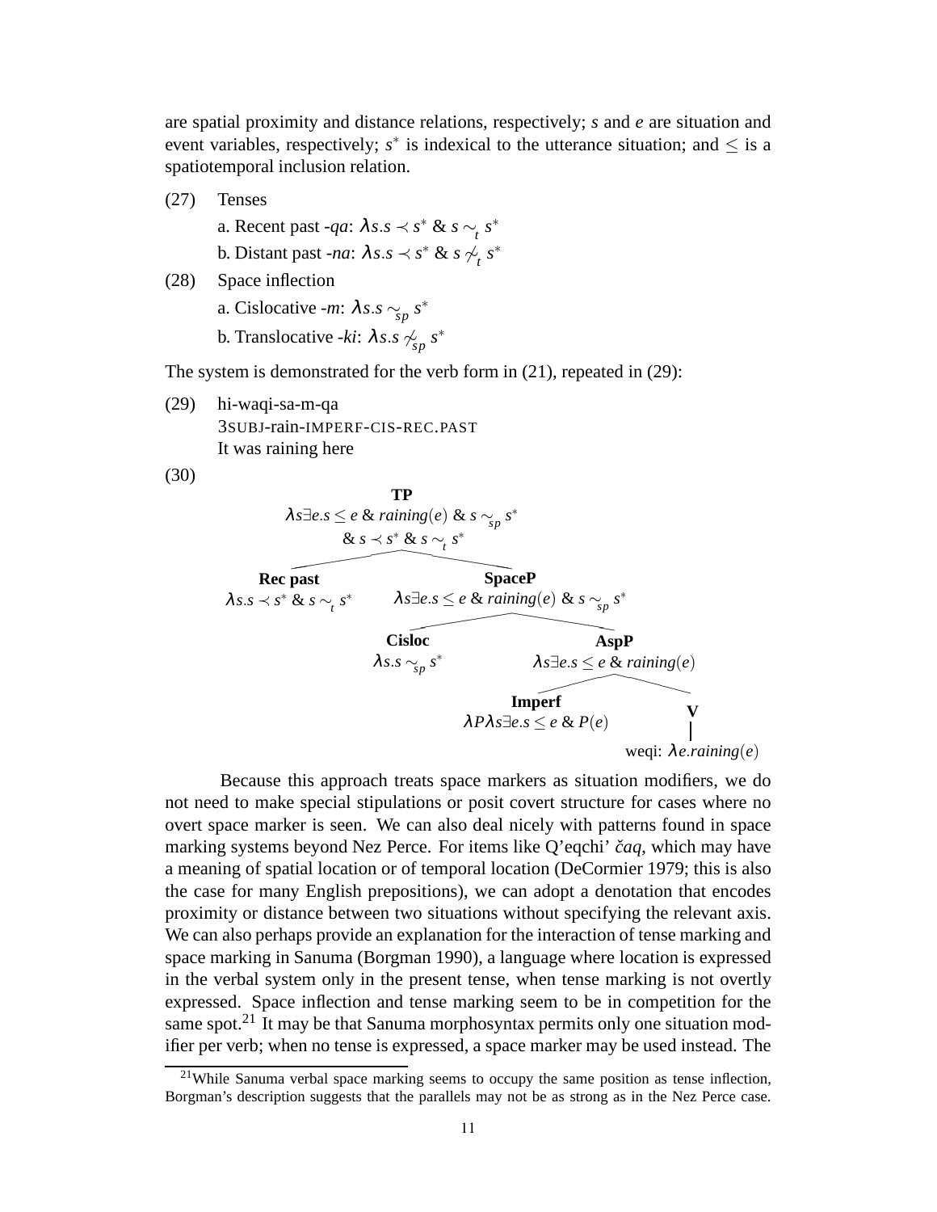are spatial proximity and distance relations, respectively; $s$ and $e$ are situation and event variables, respectively; $s^*$ is indexical to the utterance situation; and $\leq$ is a spatiotemporal inclusion relation.

(27) Tenses

a. Recent past *-qa*: $\lambda s.s \prec s^* \;\&\; s \sim_t s^*$

b. Distant past *-na*: $\lambda s.s \prec s^* \;\&\; s \not\sim_t s^*$

(28) Space inflection

a. Cislocative *-m*: $\lambda s.s \sim_{sp} s^*$

b. Translocative *-ki*: $\lambda s.s \not\sim_{sp} s^*$

The system is demonstrated for the verb form in (21), repeated in (29):

(29) hi-waqi-sa-m-qa
3SUBJ-rain-IMPERF-CIS-REC.PAST
It was raining here

(30)

- **TP**: $\lambda s \exists e.s \leq e \;\&\; raining(e) \;\&\; s \sim_{sp} s^* \;\&\; s \prec s^* \;\&\; s \sim_t s^*$
  - **Rec past**: $\lambda s.s \prec s^* \;\&\; s \sim_t s^*$
  - **SpaceP**: $\lambda s \exists e.s \leq e \;\&\; raining(e) \;\&\; s \sim_{sp} s^*$
    - **Cisloc**: $\lambda s.s \sim_{sp} s^*$
    - **AspP**: $\lambda s \exists e.s \leq e \;\&\; raining(e)$
      - **Imperf**: $\lambda P \lambda s \exists e.s \leq e \;\&\; P(e)$
      - **V**
        - weqi: $\lambda e.raining(e)$

Because this approach treats space markers as situation modifiers, we do not need to make special stipulations or posit covert structure for cases where no overt space marker is seen. We can also deal nicely with patterns found in space marking systems beyond Nez Perce. For items like Q'eqchi' *čaq*, which may have a meaning of spatial location or of temporal location (DeCormier 1979; this is also the case for many English prepositions), we can adopt a denotation that encodes proximity or distance between two situations without specifying the relevant axis. We can also perhaps provide an explanation for the interaction of tense marking and space marking in Sanuma (Borgman 1990), a language where location is expressed in the verbal system only in the present tense, when tense marking is not overtly expressed. Space inflection and tense marking seem to be in competition for the same spot.[21] It may be that Sanuma morphosyntax permits only one situation modifier per verb; when no tense is expressed, a space marker may be used instead. The

[21] While Sanuma verbal space marking seems to occupy the same position as tense inflection, Borgman's description suggests that the parallels may not be as strong as in the Nez Perce case.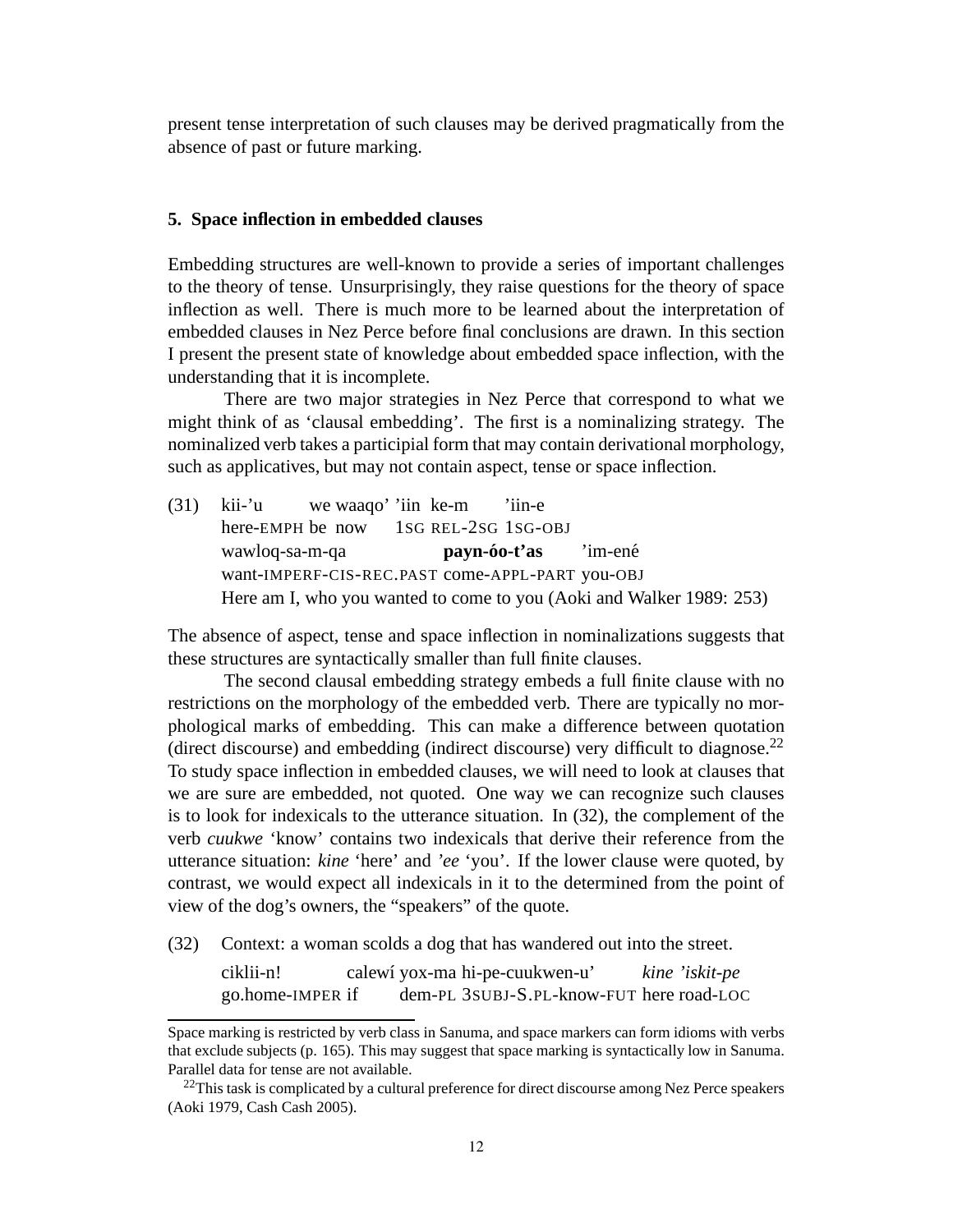present tense interpretation of such clauses may be derived pragmatically from the absence of past or future marking.

## 5. Space inflection in embedded clauses

Embedding structures are well-known to provide a series of important challenges to the theory of tense. Unsurprisingly, they raise questions for the theory of space inflection as well. There is much more to be learned about the interpretation of embedded clauses in Nez Perce before final conclusions are drawn. In this section I present the present state of knowledge about embedded space inflection, with the understanding that it is incomplete.

There are two major strategies in Nez Perce that correspond to what we might think of as 'clausal embedding'. The first is a nominalizing strategy. The nominalized verb takes a participial form that may contain derivational morphology, such as applicatives, but may not contain aspect, tense or space inflection.

(31) kii-'u we waaqo' 'iin ke-m 'iin-e
here-EMPH be now 1SG REL-2SG 1SG-OBJ
wawloq-sa-m-qa **payn-óo-t'as** 'im-ené
want-IMPERF-CIS-REC.PAST come-APPL-PART you-OBJ
Here am I, who you wanted to come to you (Aoki and Walker 1989: 253)

The absence of aspect, tense and space inflection in nominalizations suggests that these structures are syntactically smaller than full finite clauses.

The second clausal embedding strategy embeds a full finite clause with no restrictions on the morphology of the embedded verb. There are typically no morphological marks of embedding. This can make a difference between quotation (direct discourse) and embedding (indirect discourse) very difficult to diagnose.[22] To study space inflection in embedded clauses, we will need to look at clauses that we are sure are embedded, not quoted. One way we can recognize such clauses is to look for indexicals to the utterance situation. In (32), the complement of the verb *cuukwe* 'know' contains two indexicals that derive their reference from the utterance situation: *kine* 'here' and *'ee* 'you'. If the lower clause were quoted, by contrast, we would expect all indexicals in it to the determined from the point of view of the dog's owners, the "speakers" of the quote.

(32) Context: a woman scolds a dog that has wandered out into the street.
ciklii-n! calewí yox-ma hi-pe-cuukwen-u' *kine 'iskit-pe*
go.home-IMPER if dem-PL 3SUBJ-S.PL-know-FUT here road-LOC

---

Space marking is restricted by verb class in Sanuma, and space markers can form idioms with verbs that exclude subjects (p. 165). This may suggest that space marking is syntactically low in Sanuma. Parallel data for tense are not available.

[22] This task is complicated by a cultural preference for direct discourse among Nez Perce speakers (Aoki 1979, Cash Cash 2005).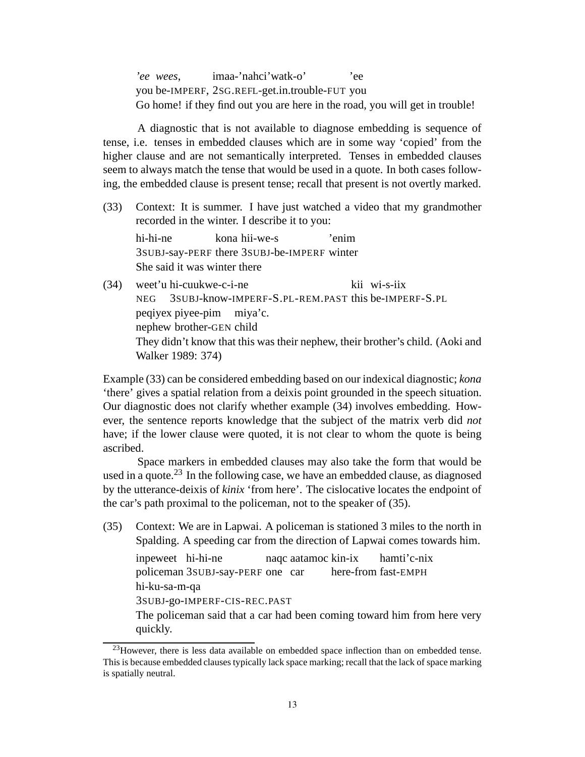*'ee wees*, imaa-'nahci'watk-o' 'ee
you be-IMPERF, 2SG.REFL-get.in.trouble-FUT you
Go home! if they find out you are here in the road, you will get in trouble!

A diagnostic that is not available to diagnose embedding is sequence of tense, i.e. tenses in embedded clauses which are in some way 'copied' from the higher clause and are not semantically interpreted. Tenses in embedded clauses seem to always match the tense that would be used in a quote. In both cases following, the embedded clause is present tense; recall that present is not overtly marked.

(33) Context: It is summer. I have just watched a video that my grandmother recorded in the winter. I describe it to you:

hi-hi-ne kona hii-we-s 'enim
3SUBJ-say-PERF there 3SUBJ-be-IMPERF winter
She said it was winter there

(34) weet'u hi-cuukwe-c-i-ne kii wi-s-iix
NEG 3SUBJ-know-IMPERF-S.PL-REM.PAST this be-IMPERF-S.PL
peqiyex piyee-pim miya'c.
nephew brother-GEN child
They didn't know that this was their nephew, their brother's child. (Aoki and Walker 1989: 374)

Example (33) can be considered embedding based on our indexical diagnostic; *kona* 'there' gives a spatial relation from a deixis point grounded in the speech situation. Our diagnostic does not clarify whether example (34) involves embedding. However, the sentence reports knowledge that the subject of the matrix verb did *not* have; if the lower clause were quoted, it is not clear to whom the quote is being ascribed.

Space markers in embedded clauses may also take the form that would be used in a quote.[23] In the following case, we have an embedded clause, as diagnosed by the utterance-deixis of *kinix* 'from here'. The cislocative locates the endpoint of the car's path proximal to the policeman, not to the speaker of (35).

(35) Context: We are in Lapwai. A policeman is stationed 3 miles to the north in Spalding. A speeding car from the direction of Lapwai comes towards him.

inpeweet hi-hi-ne naqc aatamoc kin-ix hamti'c-nix
policeman 3SUBJ-say-PERF one car here-from fast-EMPH
hi-ku-sa-m-qa
3SUBJ-go-IMPERF-CIS-REC.PAST
The policeman said that a car had been coming toward him from here very quickly.

[23] However, there is less data available on embedded space inflection than on embedded tense. This is because embedded clauses typically lack space marking; recall that the lack of space marking is spatially neutral.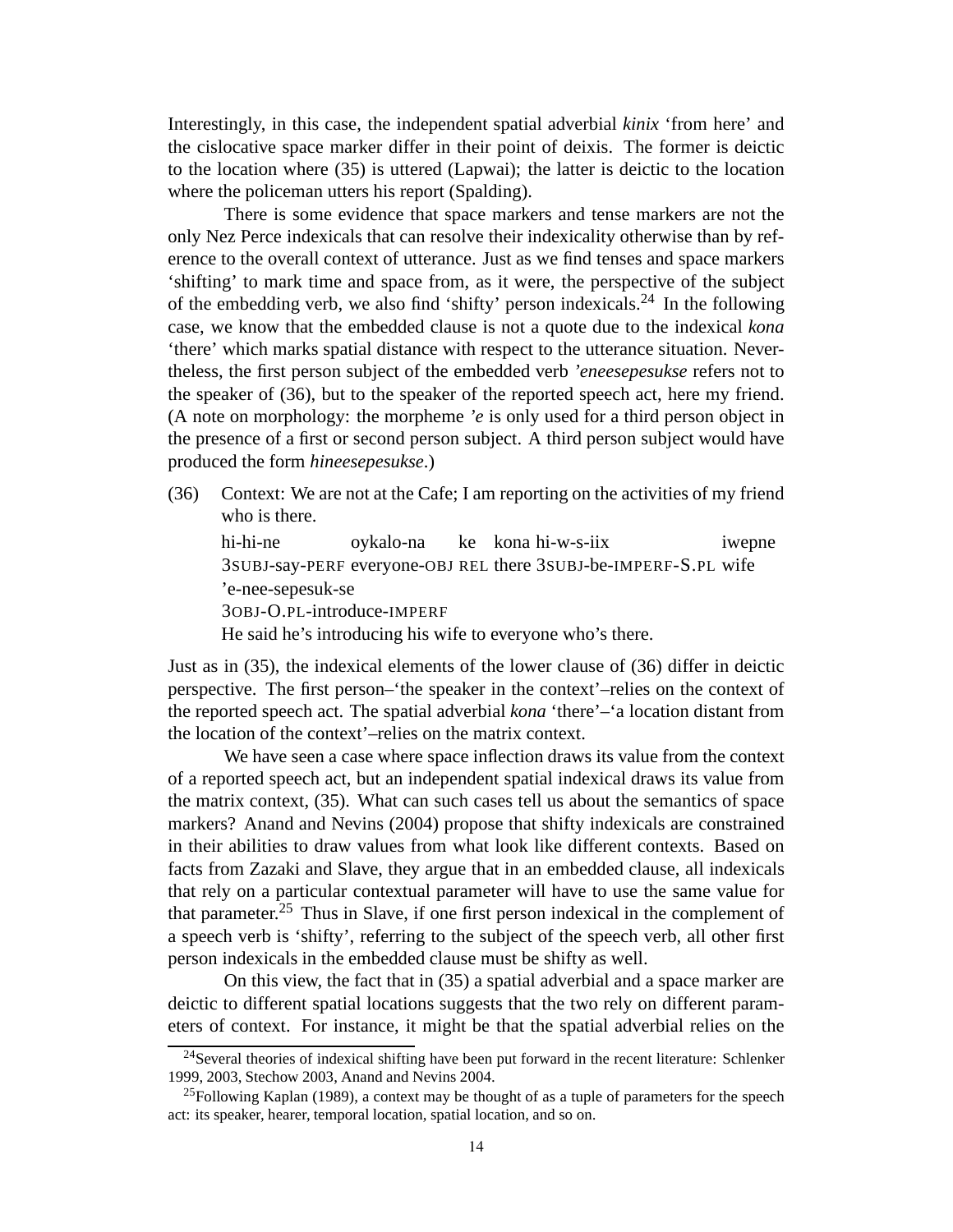Interestingly, in this case, the independent spatial adverbial *kinix* 'from here' and the cislocative space marker differ in their point of deixis. The former is deictic to the location where (35) is uttered (Lapwai); the latter is deictic to the location where the policeman utters his report (Spalding).

There is some evidence that space markers and tense markers are not the only Nez Perce indexicals that can resolve their indexicality otherwise than by reference to the overall context of utterance. Just as we find tenses and space markers 'shifting' to mark time and space from, as it were, the perspective of the subject of the embedding verb, we also find 'shifty' person indexicals.[24] In the following case, we know that the embedded clause is not a quote due to the indexical *kona* 'there' which marks spatial distance with respect to the utterance situation. Nevertheless, the first person subject of the embedded verb *'eneesepesukse* refers not to the speaker of (36), but to the speaker of the reported speech act, here my friend. (A note on morphology: the morpheme *'e* is only used for a third person object in the presence of a first or second person subject. A third person subject would have produced the form *hineesepesukse*.)

(36) Context: We are not at the Cafe; I am reporting on the activities of my friend who is there.

| hi-hi-ne | oykalo-na | ke | kona | hi-w-s-iix | iwepne |
|---|---|---|---|---|---|
| 3SUBJ-say-PERF | everyone-OBJ | REL | there | 3SUBJ-be-IMPERF-S.PL | wife |

'e-nee-sepesuk-se
3OBJ-O.PL-introduce-IMPERF

He said he's introducing his wife to everyone who's there.

Just as in (35), the indexical elements of the lower clause of (36) differ in deictic perspective. The first person–'the speaker in the context'–relies on the context of the reported speech act. The spatial adverbial *kona* 'there'–'a location distant from the location of the context'–relies on the matrix context.

We have seen a case where space inflection draws its value from the context of a reported speech act, but an independent spatial indexical draws its value from the matrix context, (35). What can such cases tell us about the semantics of space markers? Anand and Nevins (2004) propose that shifty indexicals are constrained in their abilities to draw values from what look like different contexts. Based on facts from Zazaki and Slave, they argue that in an embedded clause, all indexicals that rely on a particular contextual parameter will have to use the same value for that parameter.[25] Thus in Slave, if one first person indexical in the complement of a speech verb is 'shifty', referring to the subject of the speech verb, all other first person indexicals in the embedded clause must be shifty as well.

On this view, the fact that in (35) a spatial adverbial and a space marker are deictic to different spatial locations suggests that the two rely on different parameters of context. For instance, it might be that the spatial adverbial relies on the

[24] Several theories of indexical shifting have been put forward in the recent literature: Schlenker 1999, 2003, Stechow 2003, Anand and Nevins 2004.

[25] Following Kaplan (1989), a context may be thought of as a tuple of parameters for the speech act: its speaker, hearer, temporal location, spatial location, and so on.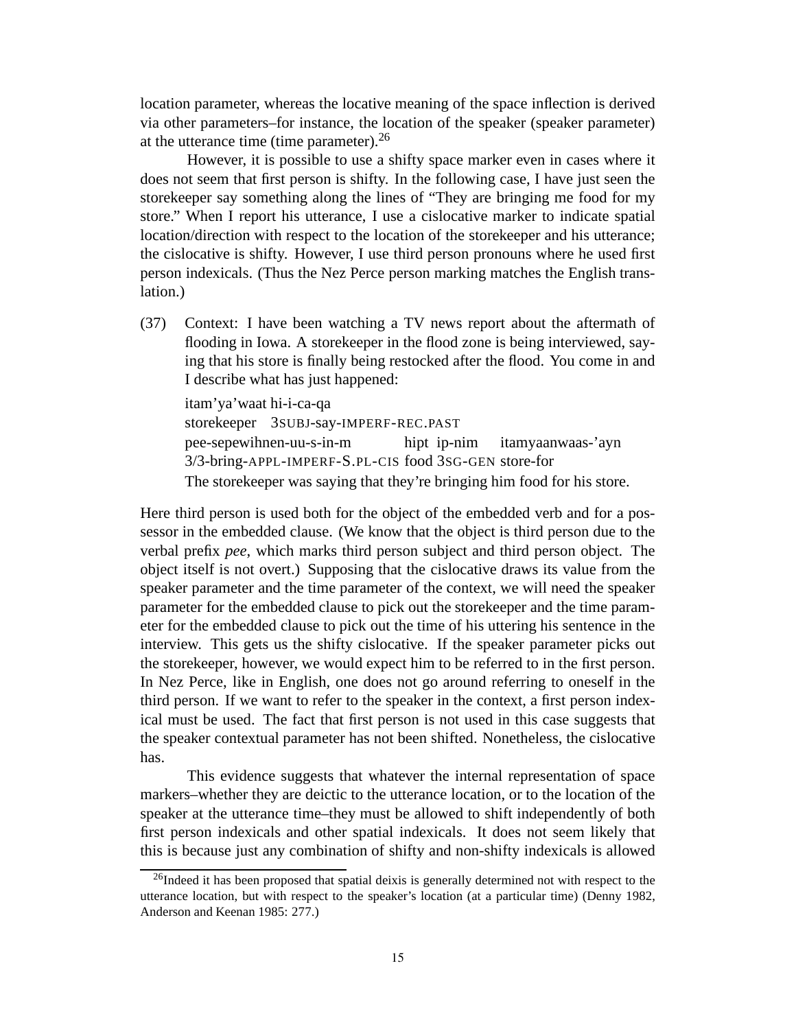location parameter, whereas the locative meaning of the space inflection is derived via other parameters–for instance, the location of the speaker (speaker parameter) at the utterance time (time parameter).[26]

However, it is possible to use a shifty space marker even in cases where it does not seem that first person is shifty. In the following case, I have just seen the storekeeper say something along the lines of "They are bringing me food for my store." When I report his utterance, I use a cislocative marker to indicate spatial location/direction with respect to the location of the storekeeper and his utterance; the cislocative is shifty. However, I use third person pronouns where he used first person indexicals. (Thus the Nez Perce person marking matches the English translation.)

(37) Context: I have been watching a TV news report about the aftermath of flooding in Iowa. A storekeeper in the flood zone is being interviewed, saying that his store is finally being restocked after the flood. You come in and I describe what has just happened:

itam'ya'waat hi-i-ca-qa
storekeeper 3SUBJ-say-IMPERF-REC.PAST
pee-sepewihnen-uu-s-in-m hipt ip-nim itamyaanwaas-'ayn
3/3-bring-APPL-IMPERF-S.PL-CIS food 3SG-GEN store-for
The storekeeper was saying that they're bringing him food for his store.

Here third person is used both for the object of the embedded verb and for a possessor in the embedded clause. (We know that the object is third person due to the verbal prefix *pee*, which marks third person subject and third person object. The object itself is not overt.) Supposing that the cislocative draws its value from the speaker parameter and the time parameter of the context, we will need the speaker parameter for the embedded clause to pick out the storekeeper and the time parameter for the embedded clause to pick out the time of his uttering his sentence in the interview. This gets us the shifty cislocative. If the speaker parameter picks out the storekeeper, however, we would expect him to be referred to in the first person. In Nez Perce, like in English, one does not go around referring to oneself in the third person. If we want to refer to the speaker in the context, a first person indexical must be used. The fact that first person is not used in this case suggests that the speaker contextual parameter has not been shifted. Nonetheless, the cislocative has.

This evidence suggests that whatever the internal representation of space markers–whether they are deictic to the utterance location, or to the location of the speaker at the utterance time–they must be allowed to shift independently of both first person indexicals and other spatial indexicals. It does not seem likely that this is because just any combination of shifty and non-shifty indexicals is allowed

[26] Indeed it has been proposed that spatial deixis is generally determined not with respect to the utterance location, but with respect to the speaker's location (at a particular time) (Denny 1982, Anderson and Keenan 1985: 277.)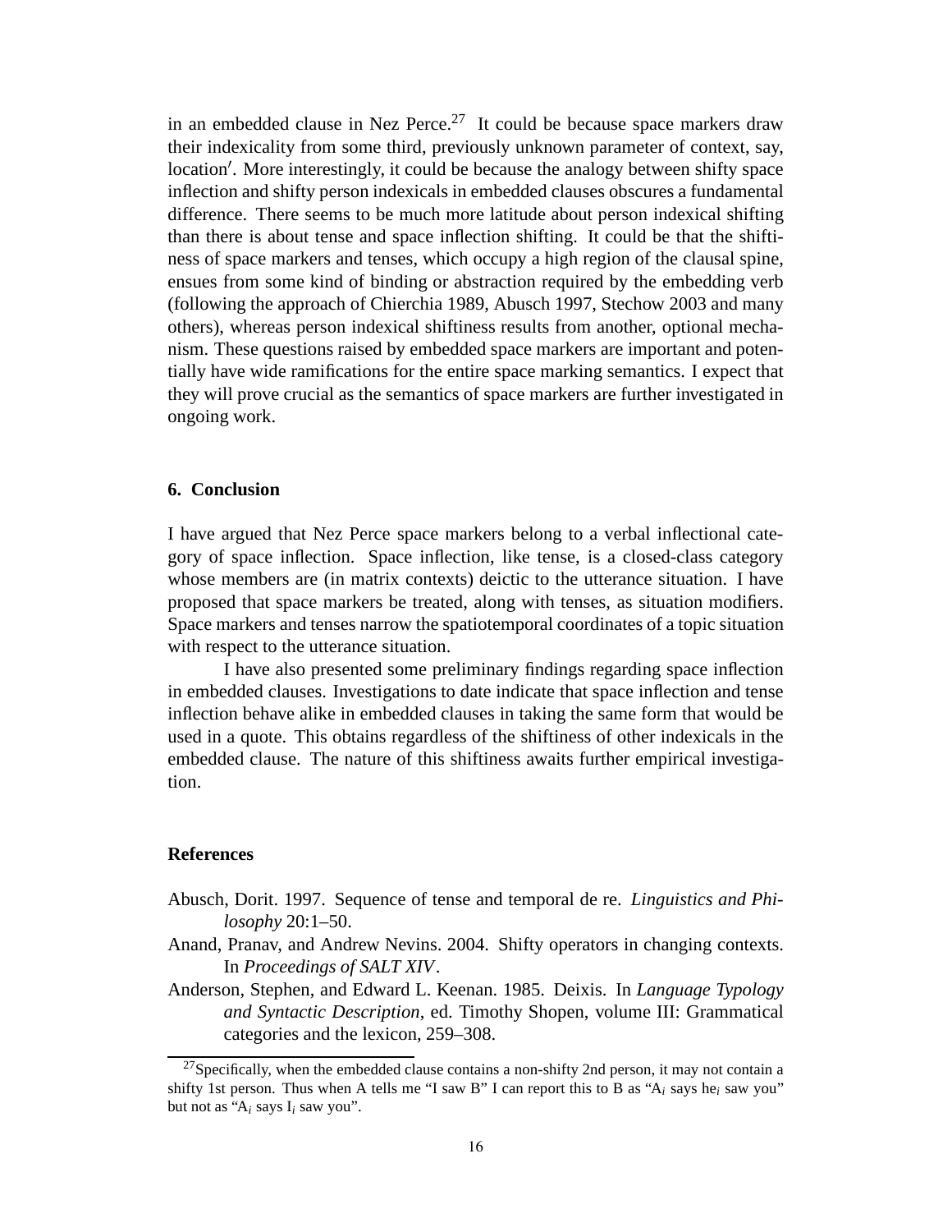in an embedded clause in Nez Perce.[27] It could be because space markers draw their indexicality from some third, previously unknown parameter of context, say, location′. More interestingly, it could be because the analogy between shifty space inflection and shifty person indexicals in embedded clauses obscures a fundamental difference. There seems to be much more latitude about person indexical shifting than there is about tense and space inflection shifting. It could be that the shiftiness of space markers and tenses, which occupy a high region of the clausal spine, ensues from some kind of binding or abstraction required by the embedding verb (following the approach of Chierchia 1989, Abusch 1997, Stechow 2003 and many others), whereas person indexical shiftiness results from another, optional mechanism. These questions raised by embedded space markers are important and potentially have wide ramifications for the entire space marking semantics. I expect that they will prove crucial as the semantics of space markers are further investigated in ongoing work.

## 6. Conclusion

I have argued that Nez Perce space markers belong to a verbal inflectional category of space inflection. Space inflection, like tense, is a closed-class category whose members are (in matrix contexts) deictic to the utterance situation. I have proposed that space markers be treated, along with tenses, as situation modifiers. Space markers and tenses narrow the spatiotemporal coordinates of a topic situation with respect to the utterance situation.

I have also presented some preliminary findings regarding space inflection in embedded clauses. Investigations to date indicate that space inflection and tense inflection behave alike in embedded clauses in taking the same form that would be used in a quote. This obtains regardless of the shiftiness of other indexicals in the embedded clause. The nature of this shiftiness awaits further empirical investigation.

## References

Abusch, Dorit. 1997. Sequence of tense and temporal de re. *Linguistics and Philosophy* 20:1–50.

Anand, Pranav, and Andrew Nevins. 2004. Shifty operators in changing contexts. In *Proceedings of SALT XIV*.

Anderson, Stephen, and Edward L. Keenan. 1985. Deixis. In *Language Typology and Syntactic Description*, ed. Timothy Shopen, volume III: Grammatical categories and the lexicon, 259–308.

[27] Specifically, when the embedded clause contains a non-shifty 2nd person, it may not contain a shifty 1st person. Thus when A tells me "I saw B" I can report this to B as "$A_i$ says $he_i$ saw you" but not as "$A_i$ says $I_i$ saw you".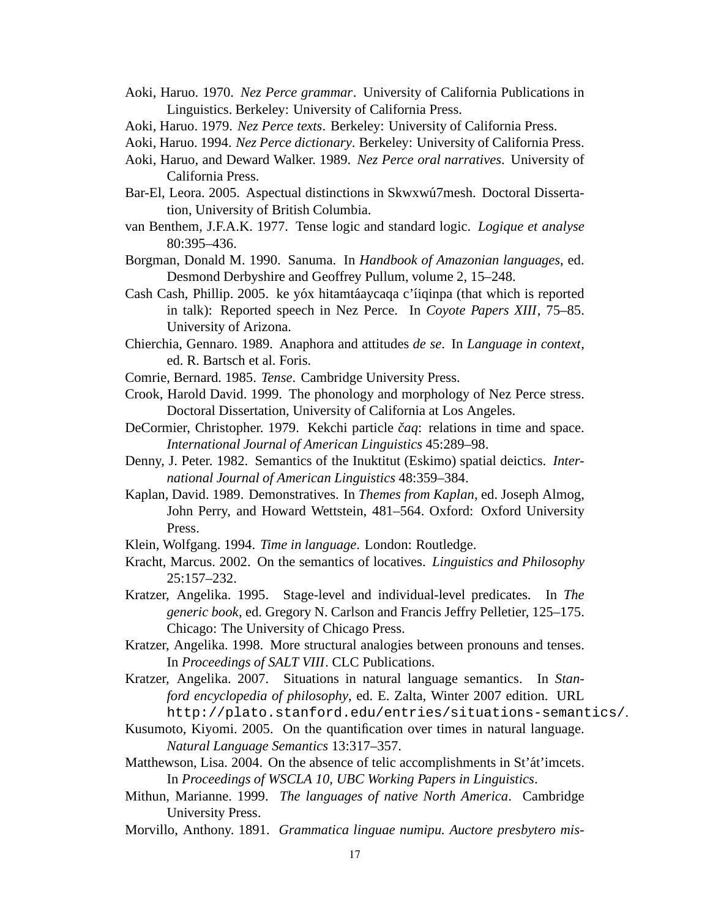Aoki, Haruo. 1970. *Nez Perce grammar*. University of California Publications in Linguistics. Berkeley: University of California Press.

Aoki, Haruo. 1979. *Nez Perce texts*. Berkeley: University of California Press.

Aoki, Haruo. 1994. *Nez Perce dictionary*. Berkeley: University of California Press.

Aoki, Haruo, and Deward Walker. 1989. *Nez Perce oral narratives*. University of California Press.

Bar-El, Leora. 2005. Aspectual distinctions in Skwxwú7mesh. Doctoral Dissertation, University of British Columbia.

van Benthem, J.F.A.K. 1977. Tense logic and standard logic. *Logique et analyse* 80:395–436.

Borgman, Donald M. 1990. Sanuma. In *Handbook of Amazonian languages*, ed. Desmond Derbyshire and Geoffrey Pullum, volume 2, 15–248.

Cash Cash, Phillip. 2005. ke yóx hitamtáaycaqa c'íiqinpa (that which is reported in talk): Reported speech in Nez Perce. In *Coyote Papers XIII*, 75–85. University of Arizona.

Chierchia, Gennaro. 1989. Anaphora and attitudes *de se*. In *Language in context*, ed. R. Bartsch et al. Foris.

Comrie, Bernard. 1985. *Tense*. Cambridge University Press.

Crook, Harold David. 1999. The phonology and morphology of Nez Perce stress. Doctoral Dissertation, University of California at Los Angeles.

DeCormier, Christopher. 1979. Kekchi particle *čaq*: relations in time and space. *International Journal of American Linguistics* 45:289–98.

Denny, J. Peter. 1982. Semantics of the Inuktitut (Eskimo) spatial deictics. *International Journal of American Linguistics* 48:359–384.

Kaplan, David. 1989. Demonstratives. In *Themes from Kaplan*, ed. Joseph Almog, John Perry, and Howard Wettstein, 481–564. Oxford: Oxford University Press.

Klein, Wolfgang. 1994. *Time in language*. London: Routledge.

Kracht, Marcus. 2002. On the semantics of locatives. *Linguistics and Philosophy* 25:157–232.

Kratzer, Angelika. 1995. Stage-level and individual-level predicates. In *The generic book*, ed. Gregory N. Carlson and Francis Jeffry Pelletier, 125–175. Chicago: The University of Chicago Press.

Kratzer, Angelika. 1998. More structural analogies between pronouns and tenses. In *Proceedings of SALT VIII*. CLC Publications.

Kratzer, Angelika. 2007. Situations in natural language semantics. In *Stanford encyclopedia of philosophy*, ed. E. Zalta, Winter 2007 edition. URL `http://plato.stanford.edu/entries/situations-semantics/`.

Kusumoto, Kiyomi. 2005. On the quantification over times in natural language. *Natural Language Semantics* 13:317–357.

Matthewson, Lisa. 2004. On the absence of telic accomplishments in St'át'imcets. In *Proceedings of WSCLA 10, UBC Working Papers in Linguistics*.

Mithun, Marianne. 1999. *The languages of native North America*. Cambridge University Press.

Morvillo, Anthony. 1891. *Grammatica linguae numipu. Auctore presbytero mis-*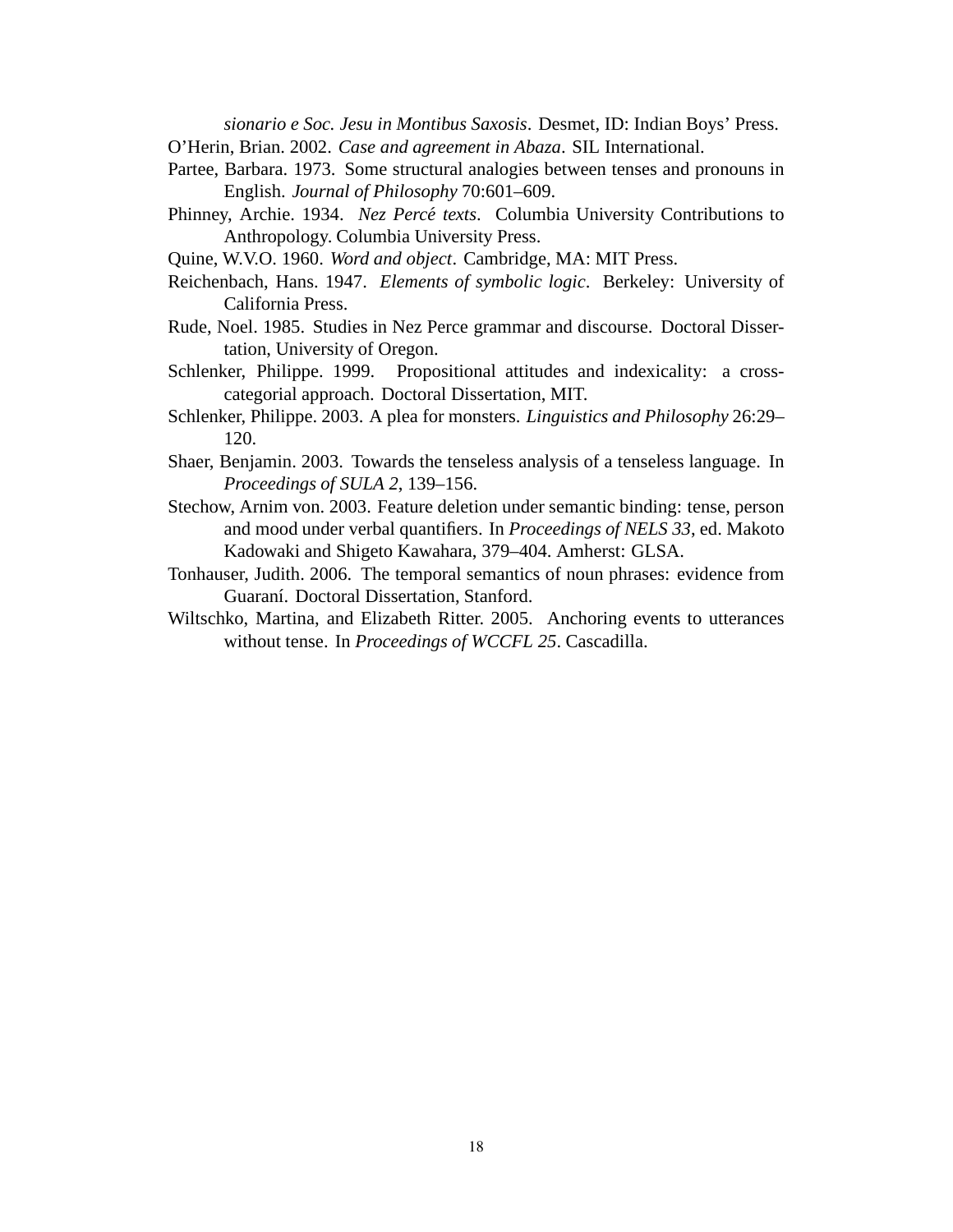*sionario e Soc. Jesu in Montibus Saxosis*. Desmet, ID: Indian Boys' Press.

O'Herin, Brian. 2002. *Case and agreement in Abaza*. SIL International.

Partee, Barbara. 1973. Some structural analogies between tenses and pronouns in English. *Journal of Philosophy* 70:601–609.

Phinney, Archie. 1934. *Nez Percé texts*. Columbia University Contributions to Anthropology. Columbia University Press.

Quine, W.V.O. 1960. *Word and object*. Cambridge, MA: MIT Press.

Reichenbach, Hans. 1947. *Elements of symbolic logic*. Berkeley: University of California Press.

Rude, Noel. 1985. Studies in Nez Perce grammar and discourse. Doctoral Dissertation, University of Oregon.

Schlenker, Philippe. 1999. Propositional attitudes and indexicality: a cross-categorial approach. Doctoral Dissertation, MIT.

Schlenker, Philippe. 2003. A plea for monsters. *Linguistics and Philosophy* 26:29–120.

Shaer, Benjamin. 2003. Towards the tenseless analysis of a tenseless language. In *Proceedings of SULA 2*, 139–156.

Stechow, Arnim von. 2003. Feature deletion under semantic binding: tense, person and mood under verbal quantifiers. In *Proceedings of NELS 33*, ed. Makoto Kadowaki and Shigeto Kawahara, 379–404. Amherst: GLSA.

Tonhauser, Judith. 2006. The temporal semantics of noun phrases: evidence from Guaraní. Doctoral Dissertation, Stanford.

Wiltschko, Martina, and Elizabeth Ritter. 2005. Anchoring events to utterances without tense. In *Proceedings of WCCFL 25*. Cascadilla.